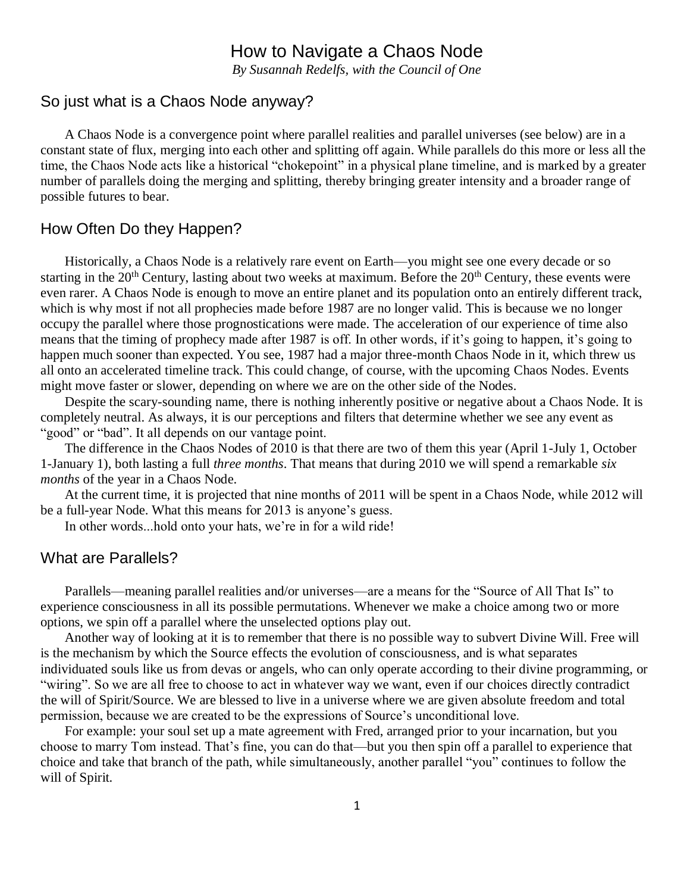# How to Navigate a Chaos Node

*By Susannah Redelfs, with the Council of One*

## So just what is a Chaos Node anyway?

A Chaos Node is a convergence point where parallel realities and parallel universes (see below) are in a constant state of flux, merging into each other and splitting off again. While parallels do this more or less all the time, the Chaos Node acts like a historical "chokepoint" in a physical plane timeline, and is marked by a greater number of parallels doing the merging and splitting, thereby bringing greater intensity and a broader range of possible futures to bear.

## How Often Do they Happen?

Historically, a Chaos Node is a relatively rare event on Earth—you might see one every decade or so starting in the 20th Century, lasting about two weeks at maximum. Before the 20th Century, these events were even rarer. A Chaos Node is enough to move an entire planet and its population onto an entirely different track, which is why most if not all prophecies made before 1987 are no longer valid. This is because we no longer occupy the parallel where those prognostications were made. The acceleration of our experience of time also means that the timing of prophecy made after 1987 is off. In other words, if it's going to happen, it's going to happen much sooner than expected. You see, 1987 had a major three-month Chaos Node in it, which threw us all onto an accelerated timeline track. This could change, of course, with the upcoming Chaos Nodes. Events might move faster or slower, depending on where we are on the other side of the Nodes.

Despite the scary-sounding name, there is nothing inherently positive or negative about a Chaos Node. It is completely neutral. As always, it is our perceptions and filters that determine whether we see any event as "good" or "bad". It all depends on our vantage point.

The difference in the Chaos Nodes of 2010 is that there are two of them this year (April 1-July 1, October 1-January 1), both lasting a full *three months*. That means that during 2010 we will spend a remarkable *six months* of the year in a Chaos Node.

At the current time, it is projected that nine months of 2011 will be spent in a Chaos Node, while 2012 will be a full-year Node. What this means for 2013 is anyone's guess.

In other words...hold onto your hats, we're in for a wild ride!

## What are Parallels?

Parallels—meaning parallel realities and/or universes—are a means for the "Source of All That Is" to experience consciousness in all its possible permutations. Whenever we make a choice among two or more options, we spin off a parallel where the unselected options play out.

Another way of looking at it is to remember that there is no possible way to subvert Divine Will. Free will is the mechanism by which the Source effects the evolution of consciousness, and is what separates individuated souls like us from devas or angels, who can only operate according to their divine programming, or "wiring". So we are all free to choose to act in whatever way we want, even if our choices directly contradict the will of Spirit/Source. We are blessed to live in a universe where we are given absolute freedom and total permission, because we are created to be the expressions of Source's unconditional love.

For example: your soul set up a mate agreement with Fred, arranged prior to your incarnation, but you choose to marry Tom instead. That's fine, you can do that—but you then spin off a parallel to experience that choice and take that branch of the path, while simultaneously, another parallel "you" continues to follow the will of Spirit.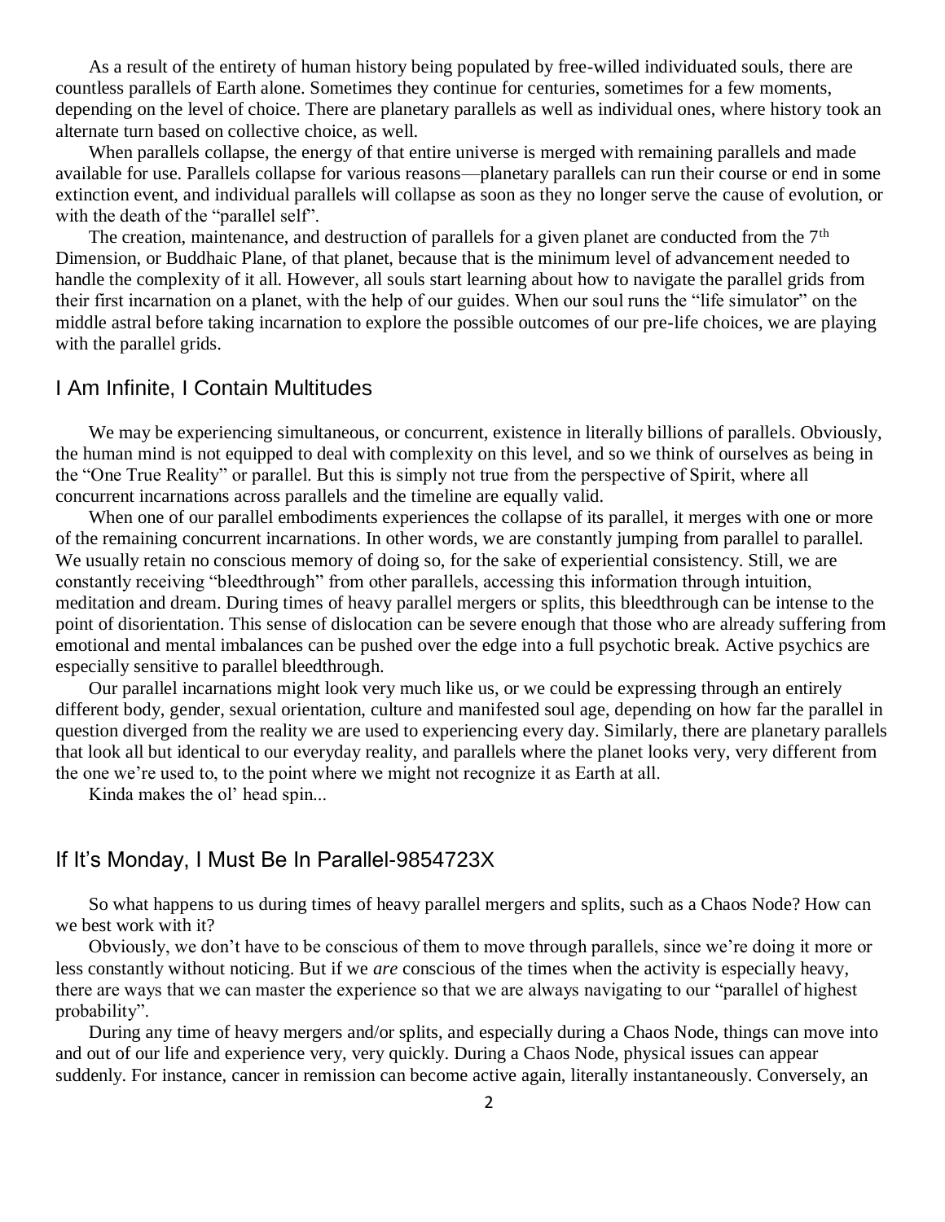As a result of the entirety of human history being populated by free-willed individuated souls, there are countless parallels of Earth alone. Sometimes they continue for centuries, sometimes for a few moments, depending on the level of choice. There are planetary parallels as well as individual ones, where history took an alternate turn based on collective choice, as well.

When parallels collapse, the energy of that entire universe is merged with remaining parallels and made available for use. Parallels collapse for various reasons—planetary parallels can run their course or end in some extinction event, and individual parallels will collapse as soon as they no longer serve the cause of evolution, or with the death of the "parallel self".

The creation, maintenance, and destruction of parallels for a given planet are conducted from the 7th Dimension, or Buddhaic Plane, of that planet, because that is the minimum level of advancement needed to handle the complexity of it all. However, all souls start learning about how to navigate the parallel grids from their first incarnation on a planet, with the help of our guides. When our soul runs the "life simulator" on the middle astral before taking incarnation to explore the possible outcomes of our pre-life choices, we are playing with the parallel grids.

## I Am Infinite, I Contain Multitudes

We may be experiencing simultaneous, or concurrent, existence in literally billions of parallels. Obviously, the human mind is not equipped to deal with complexity on this level, and so we think of ourselves as being in the "One True Reality" or parallel. But this is simply not true from the perspective of Spirit, where all concurrent incarnations across parallels and the timeline are equally valid.

When one of our parallel embodiments experiences the collapse of its parallel, it merges with one or more of the remaining concurrent incarnations. In other words, we are constantly jumping from parallel to parallel. We usually retain no conscious memory of doing so, for the sake of experiential consistency. Still, we are constantly receiving "bleedthrough" from other parallels, accessing this information through intuition, meditation and dream. During times of heavy parallel mergers or splits, this bleedthrough can be intense to the point of disorientation. This sense of dislocation can be severe enough that those who are already suffering from emotional and mental imbalances can be pushed over the edge into a full psychotic break. Active psychics are especially sensitive to parallel bleedthrough.

Our parallel incarnations might look very much like us, or we could be expressing through an entirely different body, gender, sexual orientation, culture and manifested soul age, depending on how far the parallel in question diverged from the reality we are used to experiencing every day. Similarly, there are planetary parallels that look all but identical to our everyday reality, and parallels where the planet looks very, very different from the one we're used to, to the point where we might not recognize it as Earth at all.

Kinda makes the ol' head spin...

## If It's Monday, I Must Be In Parallel-9854723X

So what happens to us during times of heavy parallel mergers and splits, such as a Chaos Node? How can we best work with it?

Obviously, we don't have to be conscious of them to move through parallels, since we're doing it more or less constantly without noticing. But if we *are* conscious of the times when the activity is especially heavy, there are ways that we can master the experience so that we are always navigating to our "parallel of highest probability".

During any time of heavy mergers and/or splits, and especially during a Chaos Node, things can move into and out of our life and experience very, very quickly. During a Chaos Node, physical issues can appear suddenly. For instance, cancer in remission can become active again, literally instantaneously. Conversely, an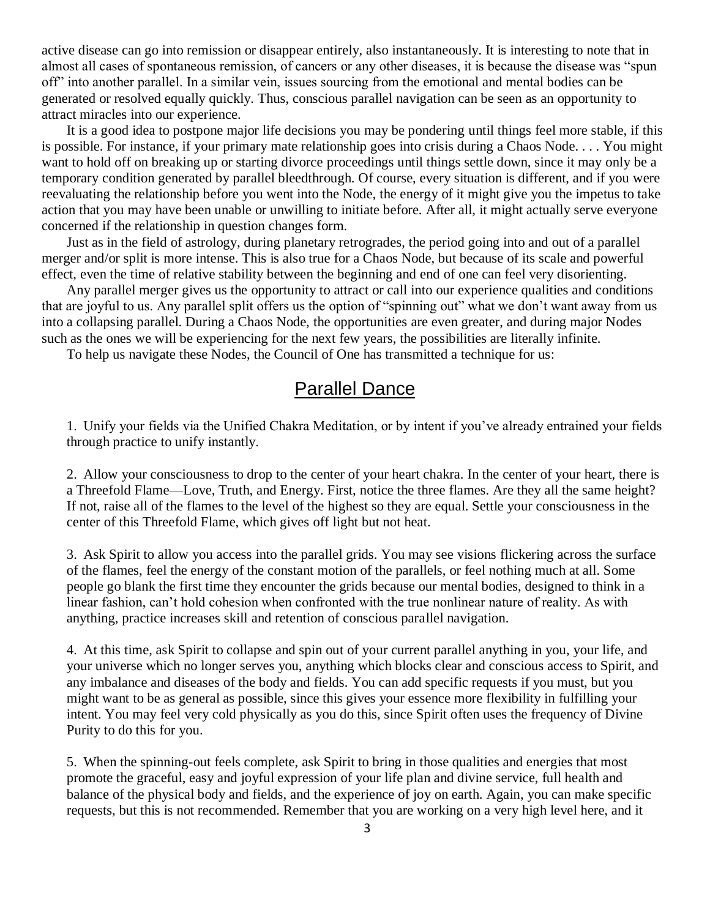active disease can go into remission or disappear entirely, also instantaneously. It is interesting to note that in almost all cases of spontaneous remission, of cancers or any other diseases, it is because the disease was "spun off" into another parallel. In a similar vein, issues sourcing from the emotional and mental bodies can be generated or resolved equally quickly. Thus, conscious parallel navigation can be seen as an opportunity to attract miracles into our experience.

It is a good idea to postpone major life decisions you may be pondering until things feel more stable, if this is possible. For instance, if your primary mate relationship goes into crisis during a Chaos Node. . . . You might want to hold off on breaking up or starting divorce proceedings until things settle down, since it may only be a temporary condition generated by parallel bleedthrough. Of course, every situation is different, and if you were reevaluating the relationship before you went into the Node, the energy of it might give you the impetus to take action that you may have been unable or unwilling to initiate before. After all, it might actually serve everyone concerned if the relationship in question changes form.

Just as in the field of astrology, during planetary retrogrades, the period going into and out of a parallel merger and/or split is more intense. This is also true for a Chaos Node, but because of its scale and powerful effect, even the time of relative stability between the beginning and end of one can feel very disorienting.

Any parallel merger gives us the opportunity to attract or call into our experience qualities and conditions that are joyful to us. Any parallel split offers us the option of "spinning out" what we don't want away from us into a collapsing parallel. During a Chaos Node, the opportunities are even greater, and during major Nodes such as the ones we will be experiencing for the next few years, the possibilities are literally infinite.

To help us navigate these Nodes, the Council of One has transmitted a technique for us:

## Parallel Dance

1. Unify your fields via the Unified Chakra Meditation, or by intent if you've already entrained your fields through practice to unify instantly.

2. Allow your consciousness to drop to the center of your heart chakra. In the center of your heart, there is a Threefold Flame—Love, Truth, and Energy. First, notice the three flames. Are they all the same height? If not, raise all of the flames to the level of the highest so they are equal. Settle your consciousness in the center of this Threefold Flame, which gives off light but not heat.

3. Ask Spirit to allow you access into the parallel grids. You may see visions flickering across the surface of the flames, feel the energy of the constant motion of the parallels, or feel nothing much at all. Some people go blank the first time they encounter the grids because our mental bodies, designed to think in a linear fashion, can't hold cohesion when confronted with the true nonlinear nature of reality. As with anything, practice increases skill and retention of conscious parallel navigation.

4. At this time, ask Spirit to collapse and spin out of your current parallel anything in you, your life, and your universe which no longer serves you, anything which blocks clear and conscious access to Spirit, and any imbalance and diseases of the body and fields. You can add specific requests if you must, but you might want to be as general as possible, since this gives your essence more flexibility in fulfilling your intent. You may feel very cold physically as you do this, since Spirit often uses the frequency of Divine Purity to do this for you.

5. When the spinning-out feels complete, ask Spirit to bring in those qualities and energies that most promote the graceful, easy and joyful expression of your life plan and divine service, full health and balance of the physical body and fields, and the experience of joy on earth. Again, you can make specific requests, but this is not recommended. Remember that you are working on a very high level here, and it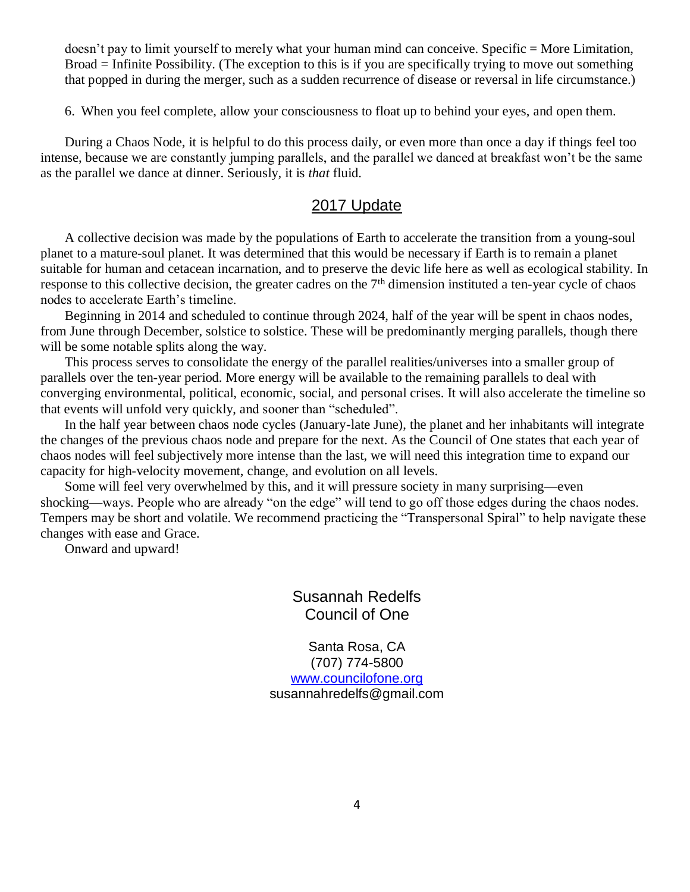doesn't pay to limit yourself to merely what your human mind can conceive. Specific = More Limitation, Broad = Infinite Possibility. (The exception to this is if you are specifically trying to move out something that popped in during the merger, such as a sudden recurrence of disease or reversal in life circumstance.)

6. When you feel complete, allow your consciousness to float up to behind your eyes, and open them.

During a Chaos Node, it is helpful to do this process daily, or even more than once a day if things feel too intense, because we are constantly jumping parallels, and the parallel we danced at breakfast won't be the same as the parallel we dance at dinner. Seriously, it is *that* fluid.

## 2017 Update

A collective decision was made by the populations of Earth to accelerate the transition from a young-soul planet to a mature-soul planet. It was determined that this would be necessary if Earth is to remain a planet suitable for human and cetacean incarnation, and to preserve the devic life here as well as ecological stability. In response to this collective decision, the greater cadres on the 7th dimension instituted a ten-year cycle of chaos nodes to accelerate Earth's timeline.

Beginning in 2014 and scheduled to continue through 2024, half of the year will be spent in chaos nodes, from June through December, solstice to solstice. These will be predominantly merging parallels, though there will be some notable splits along the way.

This process serves to consolidate the energy of the parallel realities/universes into a smaller group of parallels over the ten-year period. More energy will be available to the remaining parallels to deal with converging environmental, political, economic, social, and personal crises. It will also accelerate the timeline so that events will unfold very quickly, and sooner than "scheduled".

In the half year between chaos node cycles (January-late June), the planet and her inhabitants will integrate the changes of the previous chaos node and prepare for the next. As the Council of One states that each year of chaos nodes will feel subjectively more intense than the last, we will need this integration time to expand our capacity for high-velocity movement, change, and evolution on all levels.

Some will feel very overwhelmed by this, and it will pressure society in many surprising—even shocking—ways. People who are already "on the edge" will tend to go off those edges during the chaos nodes. Tempers may be short and volatile. We recommend practicing the "Transpersonal Spiral" to help navigate these changes with ease and Grace.

Onward and upward!

Susannah Redelfs
Council of One

Santa Rosa, CA
(707) 774-5800
www.councilofone.org
susannahredelfs@gmail.com